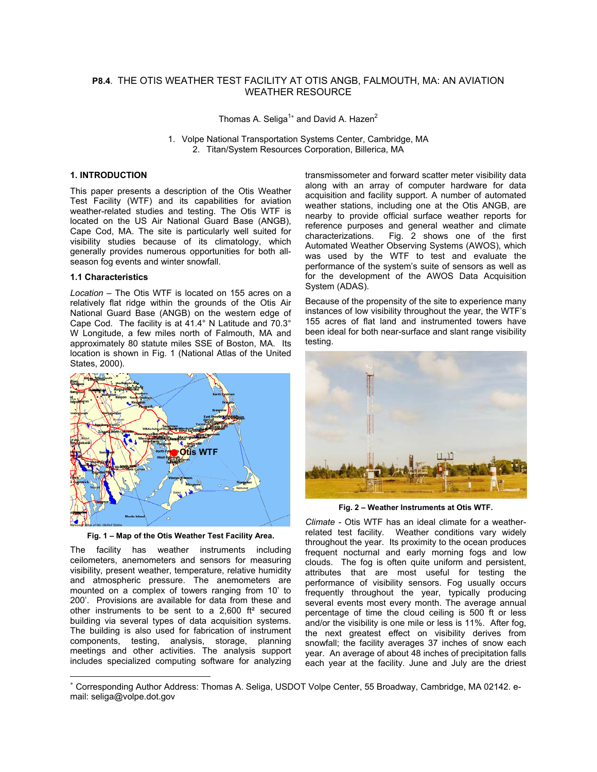**P8.4**. THE OTIS WEATHER TEST FACILITY AT OTIS ANGB, FALMOUTH, MA: AN AVIATION WEATHER RESOURCE

Thomas A. Seliga[1*] and David A. Hazen[2]

1. Volpe National Transportation Systems Center, Cambridge, MA
2. Titan/System Resources Corporation, Billerica, MA

## 1. INTRODUCTION

This paper presents a description of the Otis Weather Test Facility (WTF) and its capabilities for aviation weather-related studies and testing. The Otis WTF is located on the US Air National Guard Base (ANGB), Cape Cod, MA. The site is particularly well suited for visibility studies because of its climatology, which generally provides numerous opportunities for both all-season fog events and winter snowfall.

### 1.1 Characteristics

*Location* – The Otis WTF is located on 155 acres on a relatively flat ridge within the grounds of the Otis Air National Guard Base (ANGB) on the western edge of Cape Cod. The facility is at 41.4° N Latitude and 70.3° W Longitude, a few miles north of Falmouth, MA and approximately 80 statute miles SSE of Boston, MA. Its location is shown in Fig. 1 (National Atlas of the United States, 2000).

**Fig. 1 – Map of the Otis Weather Test Facility Area.**

The facility has weather instruments including ceilometers, anemometers and sensors for measuring visibility, present weather, temperature, relative humidity and atmospheric pressure. The anemometers are mounted on a complex of towers ranging from 10' to 200'. Provisions are available for data from these and other instruments to be sent to a 2,600 ft² secured building via several types of data acquisition systems. The building is also used for fabrication of instrument components, testing, analysis, storage, planning meetings and other activities. The analysis support includes specialized computing software for analyzing transmissometer and forward scatter meter visibility data along with an array of computer hardware for data acquisition and facility support. A number of automated weather stations, including one at the Otis ANGB, are nearby to provide official surface weather reports for reference purposes and general weather and climate characterizations. Fig. 2 shows one of the first Automated Weather Observing Systems (AWOS), which was used by the WTF to test and evaluate the performance of the system's suite of sensors as well as for the development of the AWOS Data Acquisition System (ADAS).

Because of the propensity of the site to experience many instances of low visibility throughout the year, the WTF's 155 acres of flat land and instrumented towers have been ideal for both near-surface and slant range visibility testing.

**Fig. 2 – Weather Instruments at Otis WTF.**

*Climate* - Otis WTF has an ideal climate for a weather-related test facility. Weather conditions vary widely throughout the year. Its proximity to the ocean produces frequent nocturnal and early morning fogs and low clouds. The fog is often quite uniform and persistent, attributes that are most useful for testing the performance of visibility sensors. Fog usually occurs frequently throughout the year, typically producing several events most every month. The average annual percentage of time the cloud ceiling is 500 ft or less and/or the visibility is one mile or less is 11%. After fog, the next greatest effect on visibility derives from snowfall; the facility averages 37 inches of snow each year. An average of about 48 inches of precipitation falls each year at the facility. June and July are the driest

---

[*] Corresponding Author Address: Thomas A. Seliga, USDOT Volpe Center, 55 Broadway, Cambridge, MA 02142. e-mail: seliga@volpe.dot.gov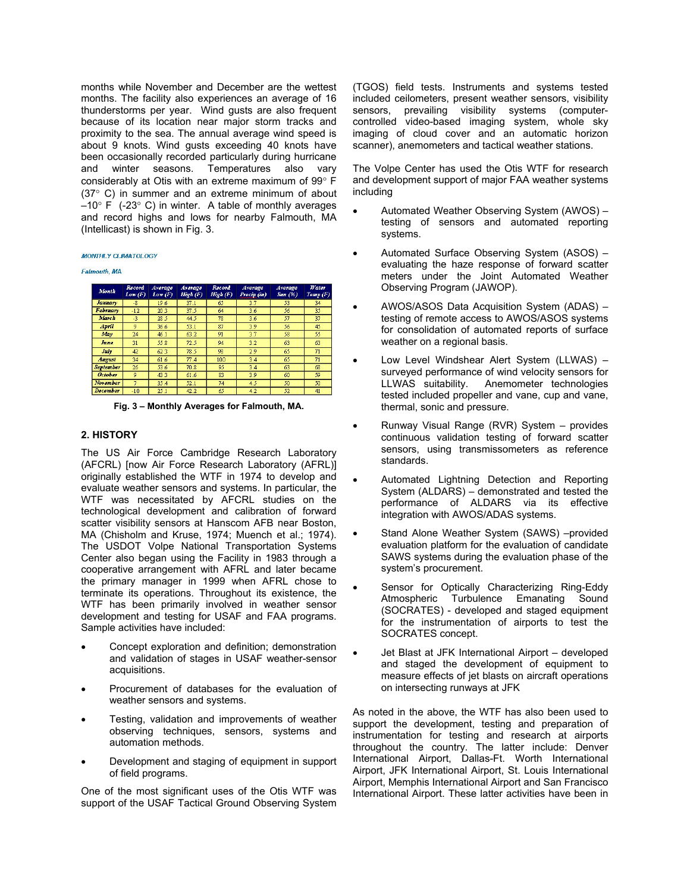months while November and December are the wettest months. The facility also experiences an average of 16 thunderstorms per year. Wind gusts are also frequent because of its location near major storm tracks and proximity to the sea. The annual average wind speed is about 9 knots. Wind gusts exceeding 40 knots have been occasionally recorded particularly during hurricane and winter seasons. Temperatures also vary considerably at Otis with an extreme maximum of 99° F (37° C) in summer and an extreme minimum of about –10° F (-23° C) in winter. A table of monthly averages and record highs and lows for nearby Falmouth, MA (Intellicast) is shown in Fig. 3.

*MONTHLY CLIMATOLOGY*

*Falmouth, MA*

| Month | Record Low (F) | Average Low (F) | Average High (F) | Record High (F) | Average Precip (in) | Average Sun (%) | Water Temp (F) |
|---|---|---|---|---|---|---|---|
| January | -8 | 19.6 | 37.1 | 65 | 3.7 | 53 | 34 |
| February | -12 | 20.3 | 37.5 | 64 | 3.6 | 56 | 35 |
| March | -3 | 28.5 | 44.5 | 78 | 3.6 | 57 | 37 |
| April | 9 | 36.6 | 53.1 | 87 | 3.9 | 56 | 45 |
| May | 24 | 46.1 | 63.2 | 91 | 3.7 | 58 | 55 |
| June | 31 | 55.8 | 72.5 | 94 | 3.2 | 63 | 63 |
| July | 42 | 62.3 | 78.5 | 98 | 2.9 | 65 | 71 |
| August | 34 | 61.6 | 77.4 | 100 | 3.4 | 65 | 71 |
| September | 26 | 53.6 | 70.8 | 95 | 3.4 | 63 | 68 |
| October | 9 | 43.3 | 61.6 | 83 | 3.9 | 60 | 59 |
| November | 7 | 35.4 | 52.1 | 74 | 4.5 | 50 | 50 |
| December | -10 | 25.1 | 42.2 | 65 | 4.2 | 52 | 41 |

**Fig. 3 – Monthly Averages for Falmouth, MA.**

## 2. HISTORY

The US Air Force Cambridge Research Laboratory (AFCRL) [now Air Force Research Laboratory (AFRL)] originally established the WTF in 1974 to develop and evaluate weather sensors and systems. In particular, the WTF was necessitated by AFCRL studies on the technological development and calibration of forward scatter visibility sensors at Hanscom AFB near Boston, MA (Chisholm and Kruse, 1974; Muench et al.; 1974). The USDOT Volpe National Transportation Systems Center also began using the Facility in 1983 through a cooperative arrangement with AFRL and later became the primary manager in 1999 when AFRL chose to terminate its operations. Throughout its existence, the WTF has been primarily involved in weather sensor development and testing for USAF and FAA programs. Sample activities have included:

- Concept exploration and definition; demonstration and validation of stages in USAF weather-sensor acquisitions.
- Procurement of databases for the evaluation of weather sensors and systems.
- Testing, validation and improvements of weather observing techniques, sensors, systems and automation methods.
- Development and staging of equipment in support of field programs.

One of the most significant uses of the Otis WTF was support of the USAF Tactical Ground Observing System (TGOS) field tests. Instruments and systems tested included ceilometers, present weather sensors, visibility sensors, prevailing visibility systems (computer-controlled video-based imaging system, whole sky imaging of cloud cover and an automatic horizon scanner), anemometers and tactical weather stations.

The Volpe Center has used the Otis WTF for research and development support of major FAA weather systems including

- Automated Weather Observing System (AWOS) – testing of sensors and automated reporting systems.
- Automated Surface Observing System (ASOS) – evaluating the haze response of forward scatter meters under the Joint Automated Weather Observing Program (JAWOP).
- AWOS/ASOS Data Acquisition System (ADAS) – testing of remote access to AWOS/ASOS systems for consolidation of automated reports of surface weather on a regional basis.
- Low Level Windshear Alert System (LLWAS) – surveyed performance of wind velocity sensors for LLWAS suitability. Anemometer technologies tested included propeller and vane, cup and vane, thermal, sonic and pressure.
- Runway Visual Range (RVR) System – provides continuous validation testing of forward scatter sensors, using transmissometers as reference standards.
- Automated Lightning Detection and Reporting System (ALDARS) – demonstrated and tested the performance of ALDARS via its effective integration with AWOS/ADAS systems.
- Stand Alone Weather System (SAWS) –provided evaluation platform for the evaluation of candidate SAWS systems during the evaluation phase of the system's procurement.
- Sensor for Optically Characterizing Ring-Eddy Atmospheric Turbulence Emanating Sound (SOCRATES) - developed and staged equipment for the instrumentation of airports to test the SOCRATES concept.
- Jet Blast at JFK International Airport – developed and staged the development of equipment to measure effects of jet blasts on aircraft operations on intersecting runways at JFK

As noted in the above, the WTF has also been used to support the development, testing and preparation of instrumentation for testing and research at airports throughout the country. The latter include: Denver International Airport, Dallas-Ft. Worth International Airport, JFK International Airport, St. Louis International Airport, Memphis International Airport and San Francisco International Airport. These latter activities have been in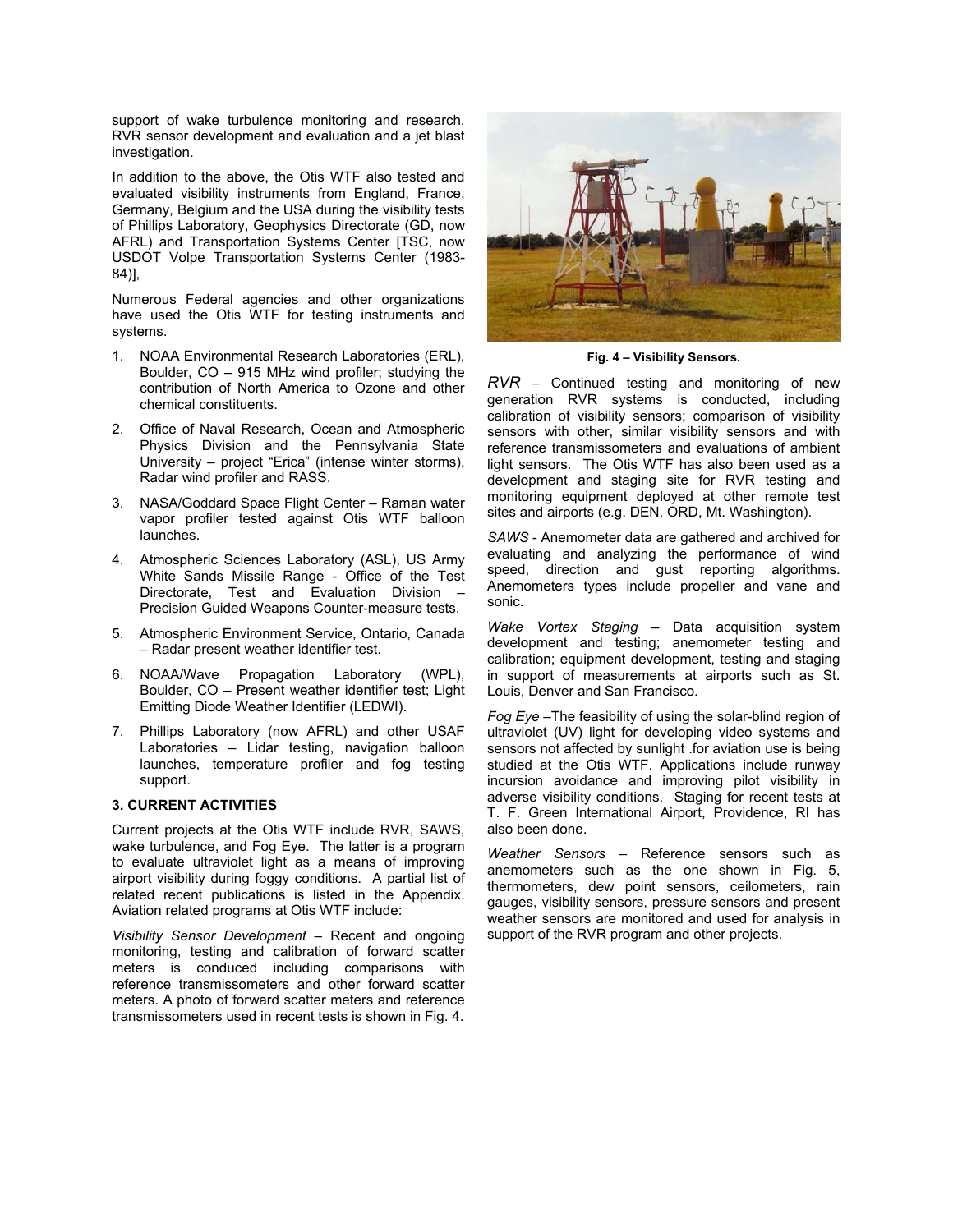support of wake turbulence monitoring and research, RVR sensor development and evaluation and a jet blast investigation.

In addition to the above, the Otis WTF also tested and evaluated visibility instruments from England, France, Germany, Belgium and the USA during the visibility tests of Phillips Laboratory, Geophysics Directorate (GD, now AFRL) and Transportation Systems Center [TSC, now USDOT Volpe Transportation Systems Center (1983-84)],

Numerous Federal agencies and other organizations have used the Otis WTF for testing instruments and systems.

1. NOAA Environmental Research Laboratories (ERL), Boulder, CO – 915 MHz wind profiler; studying the contribution of North America to Ozone and other chemical constituents.
2. Office of Naval Research, Ocean and Atmospheric Physics Division and the Pennsylvania State University – project "Erica" (intense winter storms), Radar wind profiler and RASS.
3. NASA/Goddard Space Flight Center – Raman water vapor profiler tested against Otis WTF balloon launches.
4. Atmospheric Sciences Laboratory (ASL), US Army White Sands Missile Range - Office of the Test Directorate, Test and Evaluation Division – Precision Guided Weapons Counter-measure tests.
5. Atmospheric Environment Service, Ontario, Canada – Radar present weather identifier test.
6. NOAA/Wave Propagation Laboratory (WPL), Boulder, CO – Present weather identifier test; Light Emitting Diode Weather Identifier (LEDWI).
7. Phillips Laboratory (now AFRL) and other USAF Laboratories – Lidar testing, navigation balloon launches, temperature profiler and fog testing support.

### 3. CURRENT ACTIVITIES

Current projects at the Otis WTF include RVR, SAWS, wake turbulence, and Fog Eye. The latter is a program to evaluate ultraviolet light as a means of improving airport visibility during foggy conditions. A partial list of related recent publications is listed in the Appendix. Aviation related programs at Otis WTF include:

*Visibility Sensor Development* – Recent and ongoing monitoring, testing and calibration of forward scatter meters is conduced including comparisons with reference transmissometers and other forward scatter meters. A photo of forward scatter meters and reference transmissometers used in recent tests is shown in Fig. 4.

**Fig. 4 – Visibility Sensors.**

*RVR* – Continued testing and monitoring of new generation RVR systems is conducted, including calibration of visibility sensors; comparison of visibility sensors with other, similar visibility sensors and with reference transmissometers and evaluations of ambient light sensors. The Otis WTF has also been used as a development and staging site for RVR testing and monitoring equipment deployed at other remote test sites and airports (e.g. DEN, ORD, Mt. Washington).

*SAWS* - Anemometer data are gathered and archived for evaluating and analyzing the performance of wind speed, direction and gust reporting algorithms. Anemometers types include propeller and vane and sonic.

*Wake Vortex Staging* – Data acquisition system development and testing; anemometer testing and calibration; equipment development, testing and staging in support of measurements at airports such as St. Louis, Denver and San Francisco.

*Fog Eye* –The feasibility of using the solar-blind region of ultraviolet (UV) light for developing video systems and sensors not affected by sunlight .for aviation use is being studied at the Otis WTF. Applications include runway incursion avoidance and improving pilot visibility in adverse visibility conditions. Staging for recent tests at T. F. Green International Airport, Providence, RI has also been done.

*Weather Sensors* – Reference sensors such as anemometers such as the one shown in Fig. 5, thermometers, dew point sensors, ceilometers, rain gauges, visibility sensors, pressure sensors and present weather sensors are monitored and used for analysis in support of the RVR program and other projects.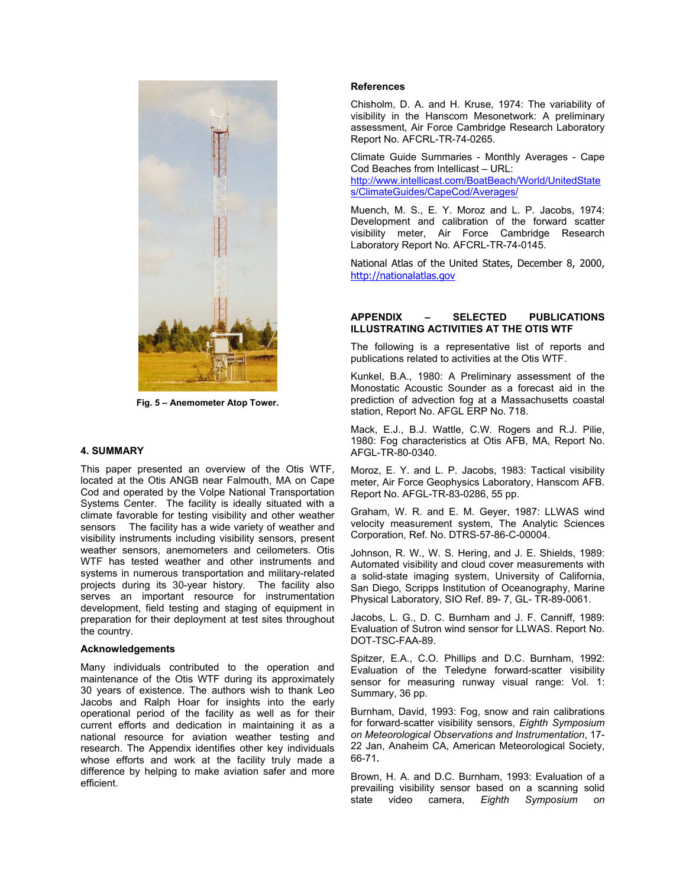Fig. 5 – Anemometer Atop Tower.

## 4. SUMMARY

This paper presented an overview of the Otis WTF, located at the Otis ANGB near Falmouth, MA on Cape Cod and operated by the Volpe National Transportation Systems Center. The facility is ideally situated with a climate favorable for testing visibility and other weather sensors The facility has a wide variety of weather and visibility instruments including visibility sensors, present weather sensors, anemometers and ceilometers. Otis WTF has tested weather and other instruments and systems in numerous transportation and military-related projects during its 30-year history. The facility also serves an important resource for instrumentation development, field testing and staging of equipment in preparation for their deployment at test sites throughout the country.

### Acknowledgements

Many individuals contributed to the operation and maintenance of the Otis WTF during its approximately 30 years of existence. The authors wish to thank Leo Jacobs and Ralph Hoar for insights into the early operational period of the facility as well as for their current efforts and dedication in maintaining it as a national resource for aviation weather testing and research. The Appendix identifies other key individuals whose efforts and work at the facility truly made a difference by helping to make aviation safer and more efficient.

### References

Chisholm, D. A. and H. Kruse, 1974: The variability of visibility in the Hanscom Mesonetwork: A preliminary assessment, Air Force Cambridge Research Laboratory Report No. AFCRL-TR-74-0265.

Climate Guide Summaries - Monthly Averages - Cape Cod Beaches from Intellicast – URL: http://www.intellicast.com/BoatBeach/World/UnitedStates/ClimateGuides/CapeCod/Averages/

Muench, M. S., E. Y. Moroz and L. P. Jacobs, 1974: Development and calibration of the forward scatter visibility meter, Air Force Cambridge Research Laboratory Report No. AFCRL-TR-74-0145.

National Atlas of the United States, December 8, 2000, http://nationalatlas.gov

## APPENDIX – SELECTED PUBLICATIONS ILLUSTRATING ACTIVITIES AT THE OTIS WTF

The following is a representative list of reports and publications related to activities at the Otis WTF.

Kunkel, B.A., 1980: A Preliminary assessment of the Monostatic Acoustic Sounder as a forecast aid in the prediction of advection fog at a Massachusetts coastal station, Report No. AFGL ERP No. 718.

Mack, E.J., B.J. Wattle, C.W. Rogers and R.J. Pilie, 1980: Fog characteristics at Otis AFB, MA, Report No. AFGL-TR-80-0340.

Moroz, E. Y. and L. P. Jacobs, 1983: Tactical visibility meter, Air Force Geophysics Laboratory, Hanscom AFB. Report No. AFGL-TR-83-0286, 55 pp.

Graham, W. R. and E. M. Geyer, 1987: LLWAS wind velocity measurement system, The Analytic Sciences Corporation, Ref. No. DTRS-57-86-C-00004.

Johnson, R. W., W. S. Hering, and J. E. Shields, 1989: Automated visibility and cloud cover measurements with a solid-state imaging system, University of California, San Diego, Scripps Institution of Oceanography, Marine Physical Laboratory, SIO Ref. 89- 7, GL- TR-89-0061.

Jacobs, L. G., D. C. Burnham and J. F. Canniff, 1989: Evaluation of Sutron wind sensor for LLWAS. Report No. DOT-TSC-FAA-89.

Spitzer, E.A., C.O. Phillips and D.C. Burnham, 1992: Evaluation of the Teledyne forward-scatter visibility sensor for measuring runway visual range: Vol. 1: Summary, 36 pp.

Burnham, David, 1993: Fog, snow and rain calibrations for forward-scatter visibility sensors, *Eighth Symposium on Meteorological Observations and Instrumentation*, 17-22 Jan, Anaheim CA, American Meteorological Society, 66-71.

Brown, H. A. and D.C. Burnham, 1993: Evaluation of a prevailing visibility sensor based on a scanning solid state video camera, *Eighth Symposium on*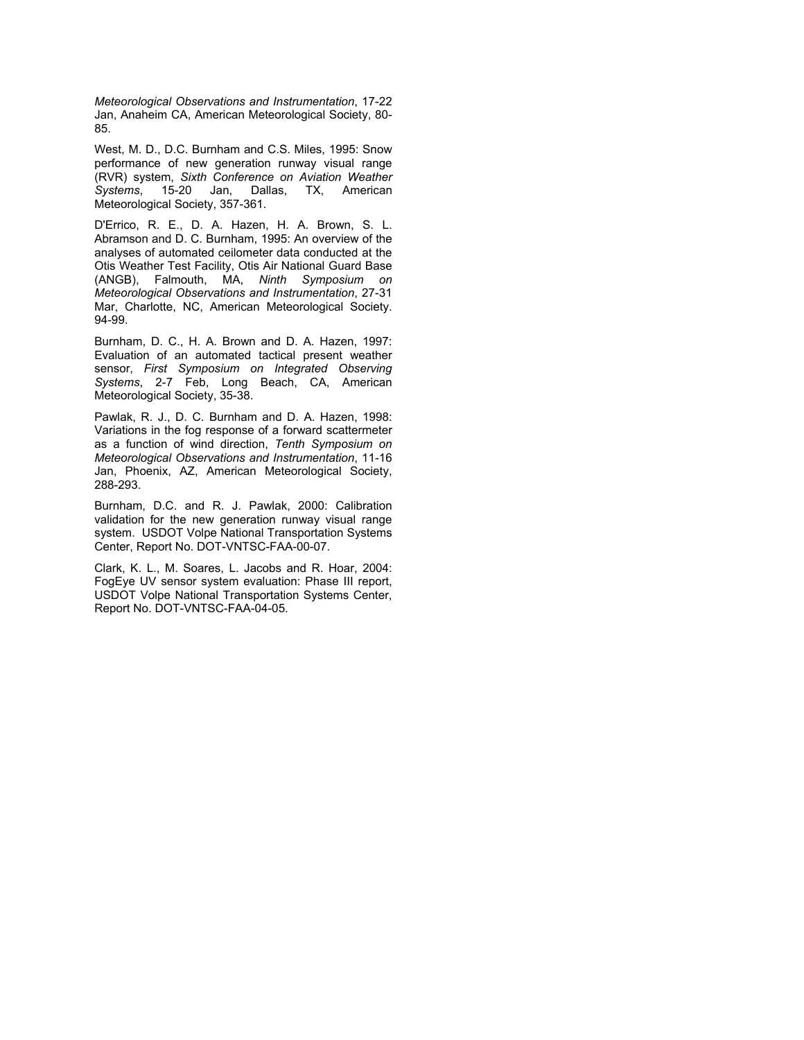*Meteorological Observations and Instrumentation*, 17-22 Jan, Anaheim CA, American Meteorological Society, 80-85.

West, M. D., D.C. Burnham and C.S. Miles, 1995: Snow performance of new generation runway visual range (RVR) system, *Sixth Conference on Aviation Weather Systems*, 15-20 Jan, Dallas, TX, American Meteorological Society, 357-361.

D'Errico, R. E., D. A. Hazen, H. A. Brown, S. L. Abramson and D. C. Burnham, 1995: An overview of the analyses of automated ceilometer data conducted at the Otis Weather Test Facility, Otis Air National Guard Base (ANGB), Falmouth, MA, *Ninth Symposium on Meteorological Observations and Instrumentation*, 27-31 Mar, Charlotte, NC, American Meteorological Society. 94-99.

Burnham, D. C., H. A. Brown and D. A. Hazen, 1997: Evaluation of an automated tactical present weather sensor, *First Symposium on Integrated Observing Systems*, 2-7 Feb, Long Beach, CA, American Meteorological Society, 35-38.

Pawlak, R. J., D. C. Burnham and D. A. Hazen, 1998: Variations in the fog response of a forward scattermeter as a function of wind direction, *Tenth Symposium on Meteorological Observations and Instrumentation*, 11-16 Jan, Phoenix, AZ, American Meteorological Society, 288-293.

Burnham, D.C. and R. J. Pawlak, 2000: Calibration validation for the new generation runway visual range system. USDOT Volpe National Transportation Systems Center, Report No. DOT-VNTSC-FAA-00-07.

Clark, K. L., M. Soares, L. Jacobs and R. Hoar, 2004: FogEye UV sensor system evaluation: Phase III report, USDOT Volpe National Transportation Systems Center, Report No. DOT-VNTSC-FAA-04-05.